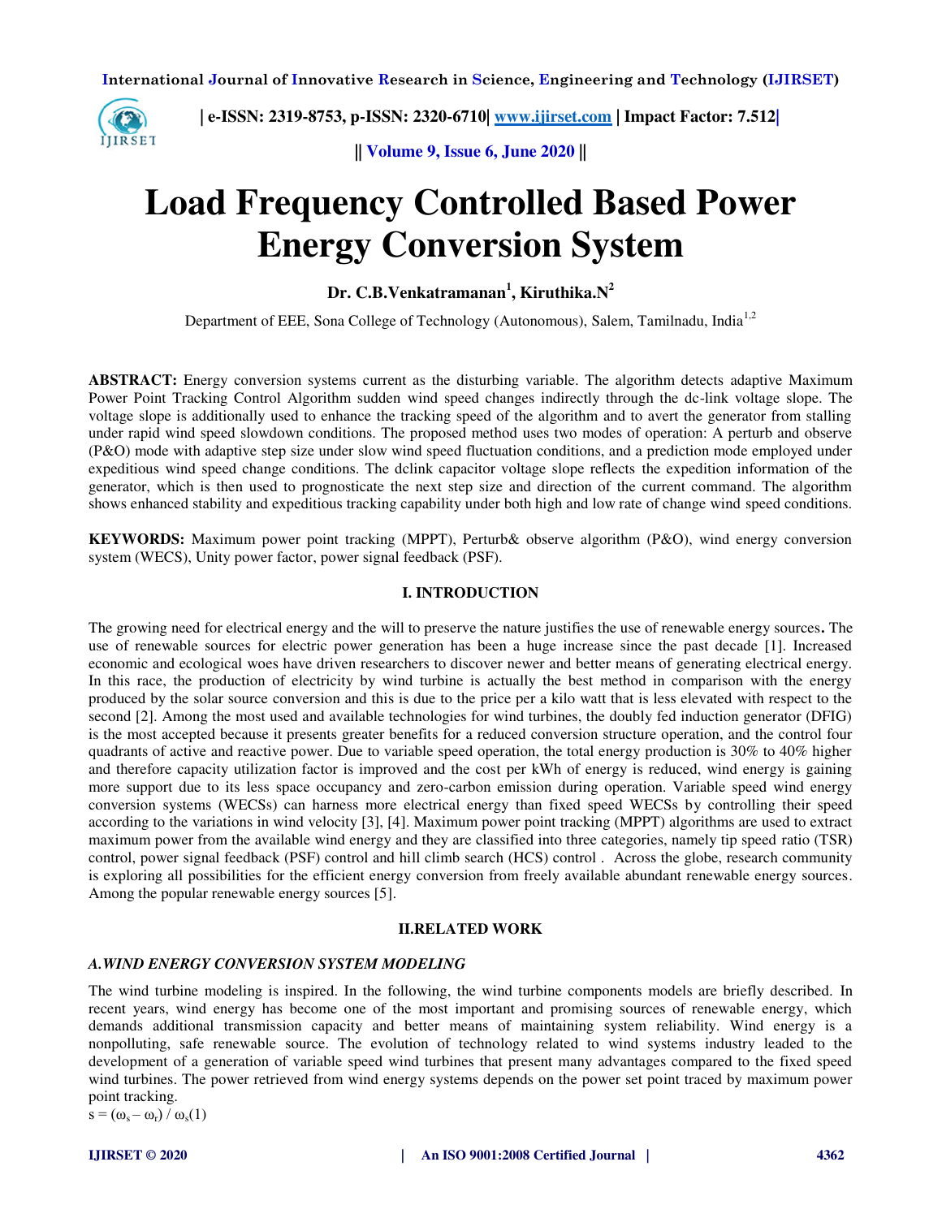# Load Frequency Controlled Based Power Energy Conversion System

**Dr. C.B.Venkatramanan[1], Kiruthika.N[2]**

Department of EEE, Sona College of Technology (Autonomous), Salem, Tamilnadu, India[1,2]

**ABSTRACT:** Energy conversion systems current as the disturbing variable. The algorithm detects adaptive Maximum Power Point Tracking Control Algorithm sudden wind speed changes indirectly through the dc-link voltage slope. The voltage slope is additionally used to enhance the tracking speed of the algorithm and to avert the generator from stalling under rapid wind speed slowdown conditions. The proposed method uses two modes of operation: A perturb and observe (P&O) mode with adaptive step size under slow wind speed fluctuation conditions, and a prediction mode employed under expeditious wind speed change conditions. The dclink capacitor voltage slope reflects the expedition information of the generator, which is then used to prognosticate the next step size and direction of the current command. The algorithm shows enhanced stability and expeditious tracking capability under both high and low rate of change wind speed conditions.

**KEYWORDS:** Maximum power point tracking (MPPT), Perturb& observe algorithm (P&O), wind energy conversion system (WECS), Unity power factor, power signal feedback (PSF).

## I. INTRODUCTION

The growing need for electrical energy and the will to preserve the nature justifies the use of renewable energy sources**.** The use of renewable sources for electric power generation has been a huge increase since the past decade [1]. Increased economic and ecological woes have driven researchers to discover newer and better means of generating electrical energy. In this race, the production of electricity by wind turbine is actually the best method in comparison with the energy produced by the solar source conversion and this is due to the price per a kilo watt that is less elevated with respect to the second [2]. Among the most used and available technologies for wind turbines, the doubly fed induction generator (DFIG) is the most accepted because it presents greater benefits for a reduced conversion structure operation, and the control four quadrants of active and reactive power. Due to variable speed operation, the total energy production is 30% to 40% higher and therefore capacity utilization factor is improved and the cost per kWh of energy is reduced, wind energy is gaining more support due to its less space occupancy and zero-carbon emission during operation. Variable speed wind energy conversion systems (WECSs) can harness more electrical energy than fixed speed WECSs by controlling their speed according to the variations in wind velocity [3], [4]. Maximum power point tracking (MPPT) algorithms are used to extract maximum power from the available wind energy and they are classified into three categories, namely tip speed ratio (TSR) control, power signal feedback (PSF) control and hill climb search (HCS) control . Across the globe, research community is exploring all possibilities for the efficient energy conversion from freely available abundant renewable energy sources. Among the popular renewable energy sources [5].

## II.RELATED WORK

### *A.WIND ENERGY CONVERSION SYSTEM MODELING*

The wind turbine modeling is inspired. In the following, the wind turbine components models are briefly described. In recent years, wind energy has become one of the most important and promising sources of renewable energy, which demands additional transmission capacity and better means of maintaining system reliability. Wind energy is a nonpolluting, safe renewable source. The evolution of technology related to wind systems industry leaded to the development of a generation of variable speed wind turbines that present many advantages compared to the fixed speed wind turbines. The power retrieved from wind energy systems depends on the power set point traced by maximum power point tracking.

$s = (\omega_s - \omega_r) / \omega_s$ (1)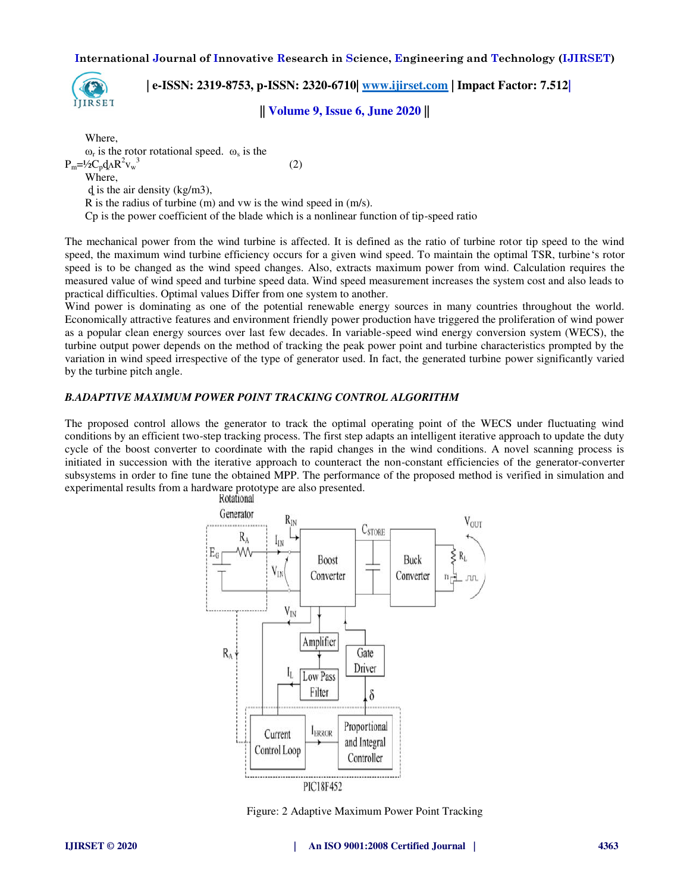Where,

$\omega_r$ is the rotor rotational speed. $\omega_s$ is the

$$P_m = ½C_p ḍ\wedge R^2 v_w^3 \quad (2)$$

Where,

ḍ is the air density (kg/m3),

R is the radius of turbine (m) and vw is the wind speed in (m/s).

Cp is the power coefficient of the blade which is a nonlinear function of tip-speed ratio

The mechanical power from the wind turbine is affected. It is defined as the ratio of turbine rotor tip speed to the wind speed, the maximum wind turbine efficiency occurs for a given wind speed. To maintain the optimal TSR, turbine's rotor speed is to be changed as the wind speed changes. Also, extracts maximum power from wind. Calculation requires the measured value of wind speed and turbine speed data. Wind speed measurement increases the system cost and also leads to practical difficulties. Optimal values Differ from one system to another.

Wind power is dominating as one of the potential renewable energy sources in many countries throughout the world. Economically attractive features and environment friendly power production have triggered the proliferation of wind power as a popular clean energy sources over last few decades. In variable-speed wind energy conversion system (WECS), the turbine output power depends on the method of tracking the peak power point and turbine characteristics prompted by the variation in wind speed irrespective of the type of generator used. In fact, the generated turbine power significantly varied by the turbine pitch angle.

### *B.ADAPTIVE MAXIMUM POWER POINT TRACKING CONTROL ALGORITHM*

The proposed control allows the generator to track the optimal operating point of the WECS under fluctuating wind conditions by an efficient two-step tracking process. The first step adapts an intelligent iterative approach to update the duty cycle of the boost converter to coordinate with the rapid changes in the wind conditions. A novel scanning process is initiated in succession with the iterative approach to counteract the non-constant efficiencies of the generator-converter subsystems in order to fine tune the obtained MPP. The performance of the proposed method is verified in simulation and experimental results from a hardware prototype are also presented.

Rotational Generator, $E_G$, $R_A$, $R_{IN}$, $I_{IN}$, $V_{IN}$, Boost Converter, $C_{STORE}$, Buck Converter, $R_L$, $V_{OUT}$, Amplifier, Low Pass Filter, $I_L$, Gate Driver, $\delta$, Current Control Loop, $I_{ERROR}$, Proportional and Integral Controller, PIC18F452

Figure: 2 Adaptive Maximum Power Point Tracking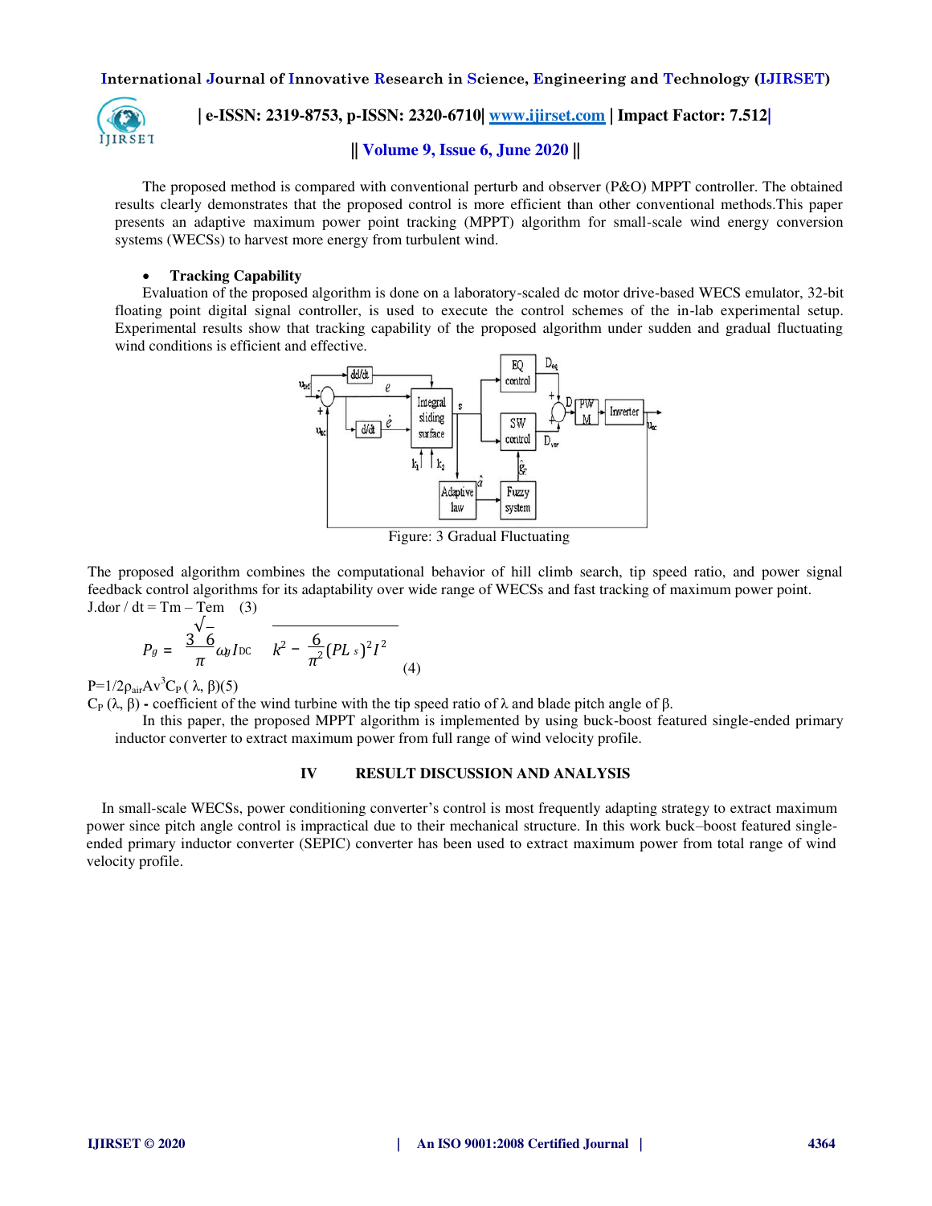The proposed method is compared with conventional perturb and observer (P&O) MPPT controller. The obtained results clearly demonstrates that the proposed control is more efficient than other conventional methods.This paper presents an adaptive maximum power point tracking (MPPT) algorithm for small-scale wind energy conversion systems (WECSs) to harvest more energy from turbulent wind.

- **Tracking Capability**

Evaluation of the proposed algorithm is done on a laboratory-scaled dc motor drive-based WECS emulator, 32-bit floating point digital signal controller, is used to execute the control schemes of the in-lab experimental setup. Experimental results show that tracking capability of the proposed algorithm under sudden and gradual fluctuating wind conditions is efficient and effective.

Figure: 3 Gradual Fluctuating

The proposed algorithm combines the computational behavior of hill climb search, tip speed ratio, and power signal feedback control algorithms for its adaptability over wide range of WECSs and fast tracking of maximum power point.

$J.d\omega r / dt = Tm - Tem$ (3)

$$P_g = \frac{3\sqrt{6}}{\pi}\omega_g I_{DC}\sqrt{k^2 - \frac{6}{\pi^2}(PL_s)^2 I^2} \quad (4)$$

$P=1/2\rho_{air}Av^3C_P(\lambda, \beta)$(5)

$C_P(\lambda, \beta)$ **-** coefficient of the wind turbine with the tip speed ratio of λ and blade pitch angle of β.

In this paper, the proposed MPPT algorithm is implemented by using buck-boost featured single-ended primary inductor converter to extract maximum power from full range of wind velocity profile.

## IV RESULT DISCUSSION AND ANALYSIS

In small-scale WECSs, power conditioning converter's control is most frequently adapting strategy to extract maximum power since pitch angle control is impractical due to their mechanical structure. In this work buck–boost featured single-ended primary inductor converter (SEPIC) converter has been used to extract maximum power from total range of wind velocity profile.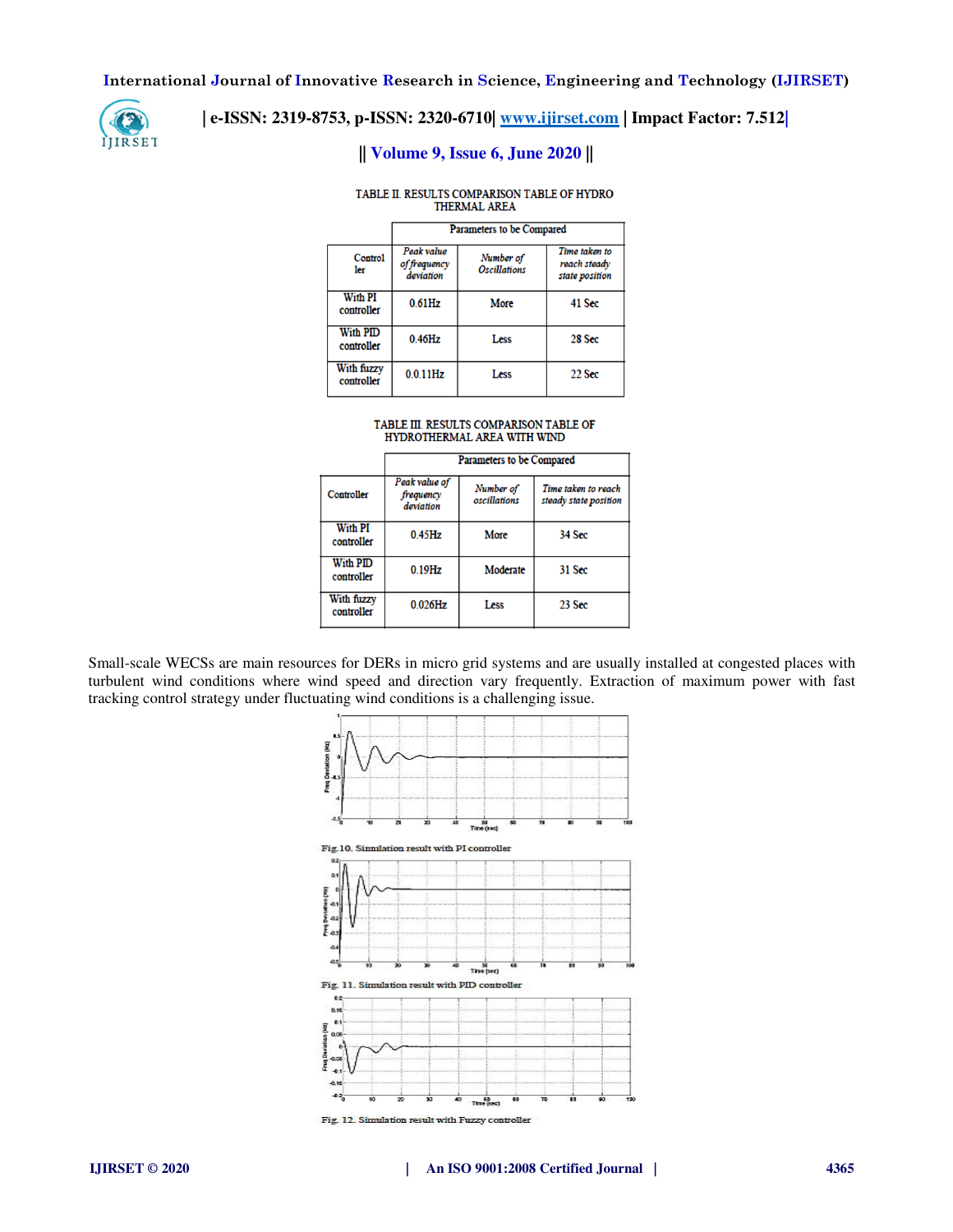TABLE II. RESULTS COMPARISON TABLE OF HYDRO THERMAL AREA

| Controller | Parameters to be Compared | | |
|---|---|---|---|
| | *Peak value of frequency deviation* | *Number of Oscillations* | *Time taken to reach steady state position* |
| With PI controller | 0.61Hz | More | 41 Sec |
| With PID controller | 0.46Hz | Less | 28 Sec |
| With fuzzy controller | 0.0.11Hz | Less | 22 Sec |

TABLE III. RESULTS COMPARISON TABLE OF HYDROTHERMAL AREA WITH WIND

| Controller | Parameters to be Compared | | |
|---|---|---|---|
| | *Peak value of frequency deviation* | *Number of oscillations* | *Time taken to reach steady state position* |
| With PI controller | 0.45Hz | More | 34 Sec |
| With PID controller | 0.19Hz | Moderate | 31 Sec |
| With fuzzy controller | 0.026Hz | Less | 23 Sec |

Small-scale WECSs are main resources for DERs in micro grid systems and are usually installed at congested places with turbulent wind conditions where wind speed and direction vary frequently. Extraction of maximum power with fast tracking control strategy under fluctuating wind conditions is a challenging issue.

Fig. 10. Simulation result with PI controller

Fig. 11. Simulation result with PID controller

Fig. 12. Simulation result with Fuzzy controller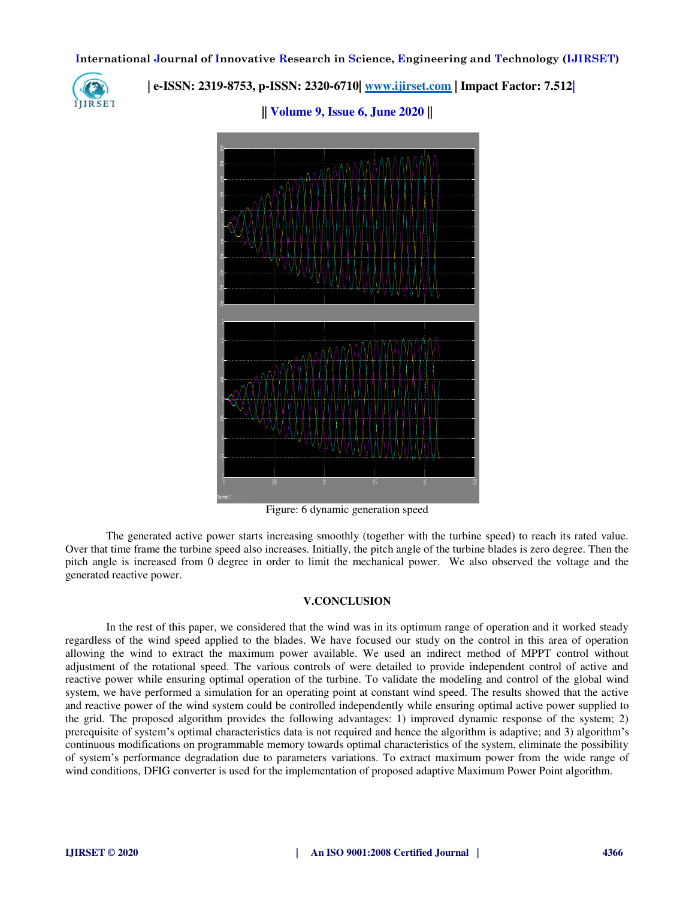Figure: 6 dynamic generation speed

The generated active power starts increasing smoothly (together with the turbine speed) to reach its rated value. Over that time frame the turbine speed also increases. Initially, the pitch angle of the turbine blades is zero degree. Then the pitch angle is increased from 0 degree in order to limit the mechanical power. We also observed the voltage and the generated reactive power.

## V.CONCLUSION

In the rest of this paper, we considered that the wind was in its optimum range of operation and it worked steady regardless of the wind speed applied to the blades. We have focused our study on the control in this area of operation allowing the wind to extract the maximum power available. We used an indirect method of MPPT control without adjustment of the rotational speed. The various controls of were detailed to provide independent control of active and reactive power while ensuring optimal operation of the turbine. To validate the modeling and control of the global wind system, we have performed a simulation for an operating point at constant wind speed. The results showed that the active and reactive power of the wind system could be controlled independently while ensuring optimal active power supplied to the grid. The proposed algorithm provides the following advantages: 1) improved dynamic response of the system; 2) prerequisite of system's optimal characteristics data is not required and hence the algorithm is adaptive; and 3) algorithm's continuous modifications on programmable memory towards optimal characteristics of the system, eliminate the possibility of system's performance degradation due to parameters variations. To extract maximum power from the wide range of wind conditions, DFIG converter is used for the implementation of proposed adaptive Maximum Power Point algorithm.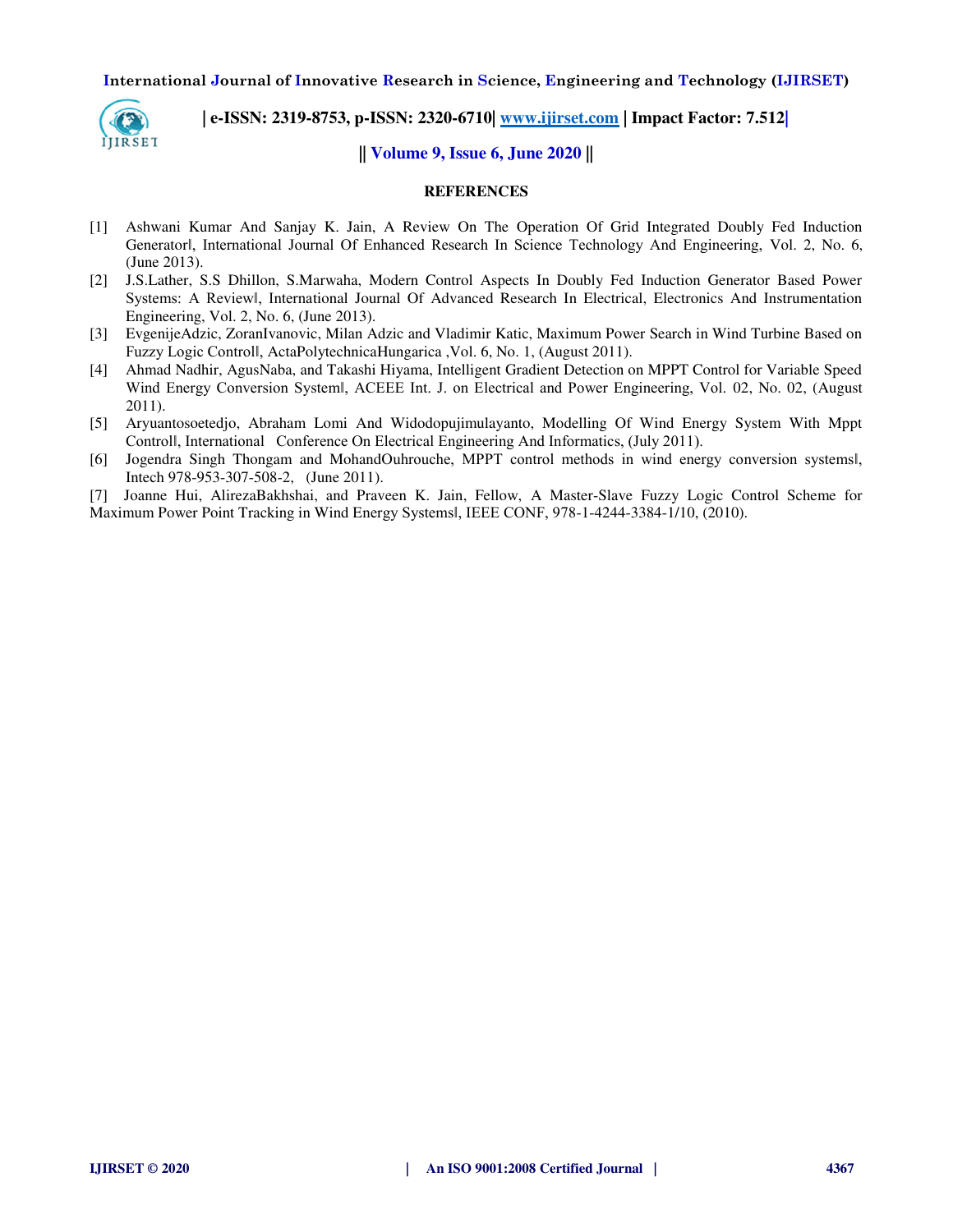## REFERENCES

[1] Ashwani Kumar And Sanjay K. Jain, A Review On The Operation Of Grid Integrated Doubly Fed Induction Generator‖, International Journal Of Enhanced Research In Science Technology And Engineering, Vol. 2, No. 6, (June 2013).

[2] J.S.Lather, S.S Dhillon, S.Marwaha, Modern Control Aspects In Doubly Fed Induction Generator Based Power Systems: A Review‖, International Journal Of Advanced Research In Electrical, Electronics And Instrumentation Engineering, Vol. 2, No. 6, (June 2013).

[3] EvgenijeAdzic, ZoranIvanovic, Milan Adzic and Vladimir Katic, Maximum Power Search in Wind Turbine Based on Fuzzy Logic Control‖, ActaPolytechnicaHungarica ,Vol. 6, No. 1, (August 2011).

[4] Ahmad Nadhir, AgusNaba, and Takashi Hiyama, Intelligent Gradient Detection on MPPT Control for Variable Speed Wind Energy Conversion System‖, ACEEE Int. J. on Electrical and Power Engineering, Vol. 02, No. 02, (August 2011).

[5] Aryuantosoetedjo, Abraham Lomi And Widodopujimulayanto, Modelling Of Wind Energy System With Mppt Control‖, International Conference On Electrical Engineering And Informatics, (July 2011).

[6] Jogendra Singh Thongam and MohandOuhrouche, MPPT control methods in wind energy conversion systems‖, Intech 978-953-307-508-2, (June 2011).

[7] Joanne Hui, AlirezaBakhshai, and Praveen K. Jain, Fellow, A Master-Slave Fuzzy Logic Control Scheme for Maximum Power Point Tracking in Wind Energy Systems‖, IEEE CONF, 978-1-4244-3384-1/10, (2010).